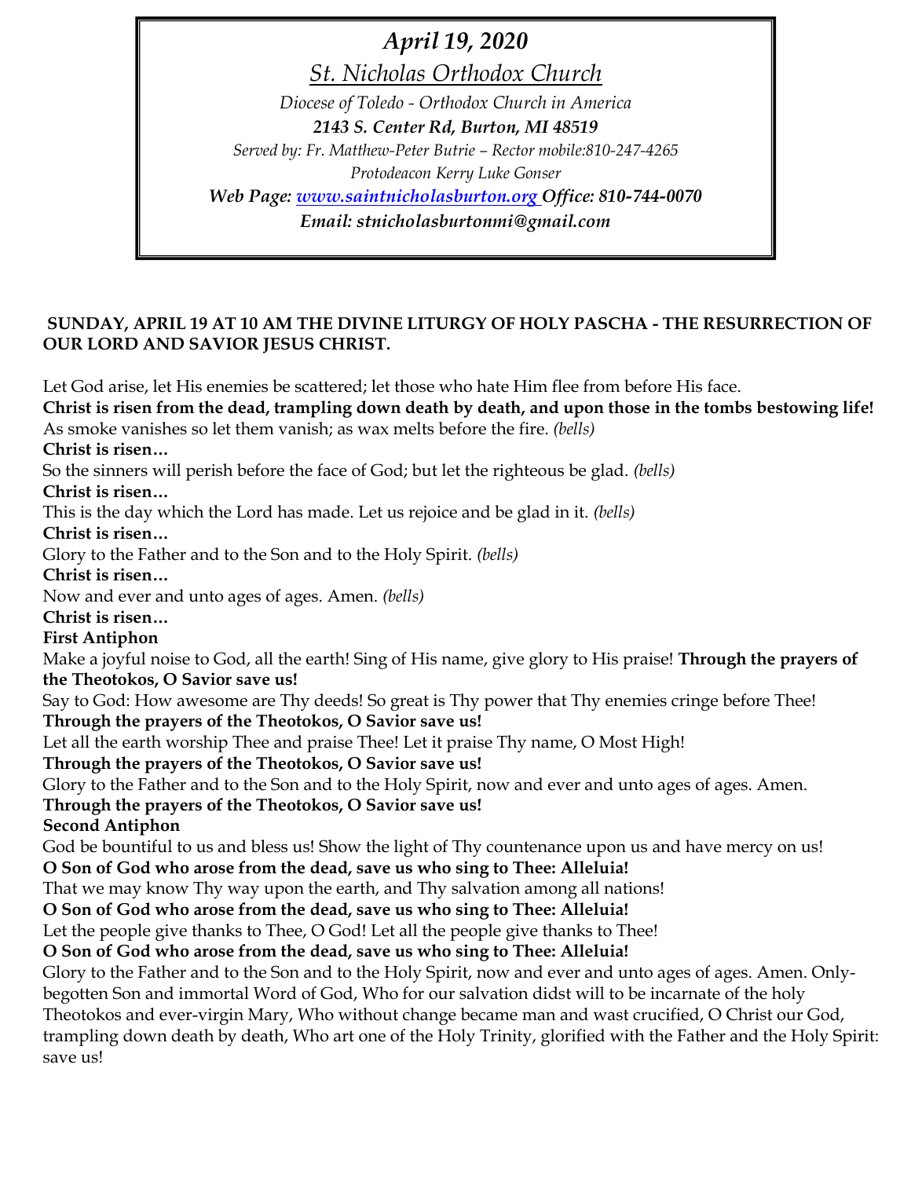*April 19, 2020*

*St. Nicholas Orthodox Church*

*Diocese of Toledo - Orthodox Church in America*

***2143 S. Center Rd, Burton, MI 48519***

*Served by: Fr. Matthew-Peter Butrie – Rector mobile:810-247-4265*

*Protodeacon Kerry Luke Gonser*

***Web Page: www.saintnicholasburton.org Office: 810-744-0070***

***Email: stnicholasburtonmi@gmail.com***

**SUNDAY, APRIL 19 AT 10 AM THE DIVINE LITURGY OF HOLY PASCHA - THE RESURRECTION OF OUR LORD AND SAVIOR JESUS CHRIST.**

Let God arise, let His enemies be scattered; let those who hate Him flee from before His face.

**Christ is risen from the dead, trampling down death by death, and upon those in the tombs bestowing life!**

As smoke vanishes so let them vanish; as wax melts before the fire. *(bells)*

**Christ is risen…**

So the sinners will perish before the face of God; but let the righteous be glad. *(bells)*

**Christ is risen…**

This is the day which the Lord has made. Let us rejoice and be glad in it. *(bells)*

**Christ is risen…**

Glory to the Father and to the Son and to the Holy Spirit. *(bells)*

**Christ is risen…**

Now and ever and unto ages of ages. Amen. *(bells)*

**Christ is risen…**

**First Antiphon**

Make a joyful noise to God, all the earth! Sing of His name, give glory to His praise! **Through the prayers of the Theotokos, O Savior save us!**

Say to God: How awesome are Thy deeds! So great is Thy power that Thy enemies cringe before Thee!

**Through the prayers of the Theotokos, O Savior save us!**

Let all the earth worship Thee and praise Thee! Let it praise Thy name, O Most High!

**Through the prayers of the Theotokos, O Savior save us!**

Glory to the Father and to the Son and to the Holy Spirit, now and ever and unto ages of ages. Amen.

**Through the prayers of the Theotokos, O Savior save us!**

**Second Antiphon**

God be bountiful to us and bless us! Show the light of Thy countenance upon us and have mercy on us!

**O Son of God who arose from the dead, save us who sing to Thee: Alleluia!**

That we may know Thy way upon the earth, and Thy salvation among all nations!

**O Son of God who arose from the dead, save us who sing to Thee: Alleluia!**

Let the people give thanks to Thee, O God! Let all the people give thanks to Thee!

**O Son of God who arose from the dead, save us who sing to Thee: Alleluia!**

Glory to the Father and to the Son and to the Holy Spirit, now and ever and unto ages of ages. Amen. Only-begotten Son and immortal Word of God, Who for our salvation didst will to be incarnate of the holy Theotokos and ever-virgin Mary, Who without change became man and wast crucified, O Christ our God, trampling down death by death, Who art one of the Holy Trinity, glorified with the Father and the Holy Spirit: save us!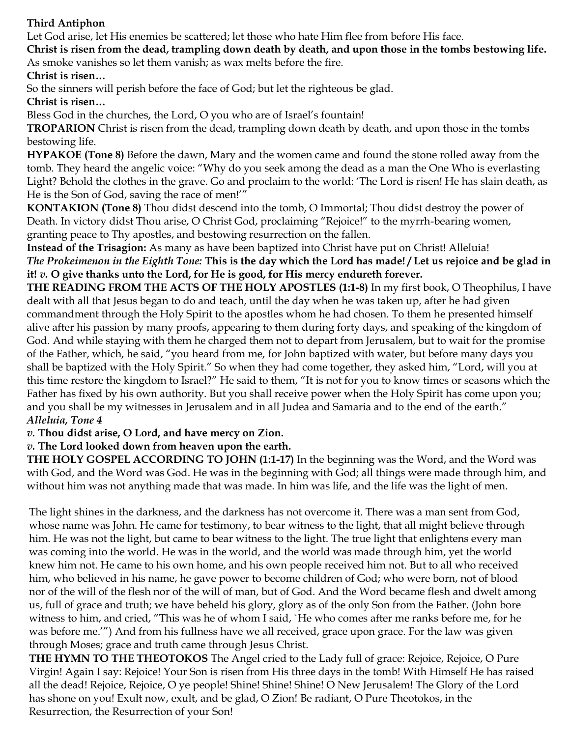**Third Antiphon**

Let God arise, let His enemies be scattered; let those who hate Him flee from before His face.

**Christ is risen from the dead, trampling down death by death, and upon those in the tombs bestowing life.**

As smoke vanishes so let them vanish; as wax melts before the fire.

**Christ is risen…**

So the sinners will perish before the face of God; but let the righteous be glad.

**Christ is risen…**

Bless God in the churches, the Lord, O you who are of Israel's fountain!

**TROPARION** Christ is risen from the dead, trampling down death by death, and upon those in the tombs bestowing life.

**HYPAKOE (Tone 8)** Before the dawn, Mary and the women came and found the stone rolled away from the tomb. They heard the angelic voice: "Why do you seek among the dead as a man the One Who is everlasting Light? Behold the clothes in the grave. Go and proclaim to the world: 'The Lord is risen! He has slain death, as He is the Son of God, saving the race of men!'"

**KONTAKION (Tone 8)** Thou didst descend into the tomb, O Immortal; Thou didst destroy the power of Death. In victory didst Thou arise, O Christ God, proclaiming "Rejoice!" to the myrrh-bearing women, granting peace to Thy apostles, and bestowing resurrection on the fallen.

**Instead of the Trisagion:** As many as have been baptized into Christ have put on Christ! Alleluia!

***The Prokeimenon in the Eighth Tone:*** **This is the day which the Lord has made! / Let us rejoice and be glad in it!** ***v.*** **O give thanks unto the Lord, for He is good, for His mercy endureth forever.**

**THE READING FROM THE ACTS OF THE HOLY APOSTLES (1:1-8)** In my first book, O Theophilus, I have dealt with all that Jesus began to do and teach, until the day when he was taken up, after he had given commandment through the Holy Spirit to the apostles whom he had chosen. To them he presented himself alive after his passion by many proofs, appearing to them during forty days, and speaking of the kingdom of God. And while staying with them he charged them not to depart from Jerusalem, but to wait for the promise of the Father, which, he said, "you heard from me, for John baptized with water, but before many days you shall be baptized with the Holy Spirit." So when they had come together, they asked him, "Lord, will you at this time restore the kingdom to Israel?" He said to them, "It is not for you to know times or seasons which the Father has fixed by his own authority. But you shall receive power when the Holy Spirit has come upon you; and you shall be my witnesses in Jerusalem and in all Judea and Samaria and to the end of the earth."

***Alleluia, Tone 4***

***v.*** **Thou didst arise, O Lord, and have mercy on Zion.**

***v.*** **The Lord looked down from heaven upon the earth.**

**THE HOLY GOSPEL ACCORDING TO JOHN (1:1-17)** In the beginning was the Word, and the Word was with God, and the Word was God. He was in the beginning with God; all things were made through him, and without him was not anything made that was made. In him was life, and the life was the light of men.

The light shines in the darkness, and the darkness has not overcome it. There was a man sent from God, whose name was John. He came for testimony, to bear witness to the light, that all might believe through him. He was not the light, but came to bear witness to the light. The true light that enlightens every man was coming into the world. He was in the world, and the world was made through him, yet the world knew him not. He came to his own home, and his own people received him not. But to all who received him, who believed in his name, he gave power to become children of God; who were born, not of blood nor of the will of the flesh nor of the will of man, but of God. And the Word became flesh and dwelt among us, full of grace and truth; we have beheld his glory, glory as of the only Son from the Father. (John bore witness to him, and cried, "This was he of whom I said, `He who comes after me ranks before me, for he was before me.'") And from his fullness have we all received, grace upon grace. For the law was given through Moses; grace and truth came through Jesus Christ.

**THE HYMN TO THE THEOTOKOS** The Angel cried to the Lady full of grace: Rejoice, Rejoice, O Pure Virgin! Again I say: Rejoice! Your Son is risen from His three days in the tomb! With Himself He has raised all the dead! Rejoice, Rejoice, O ye people! Shine! Shine! Shine! O New Jerusalem! The Glory of the Lord has shone on you! Exult now, exult, and be glad, O Zion! Be radiant, O Pure Theotokos, in the Resurrection, the Resurrection of your Son!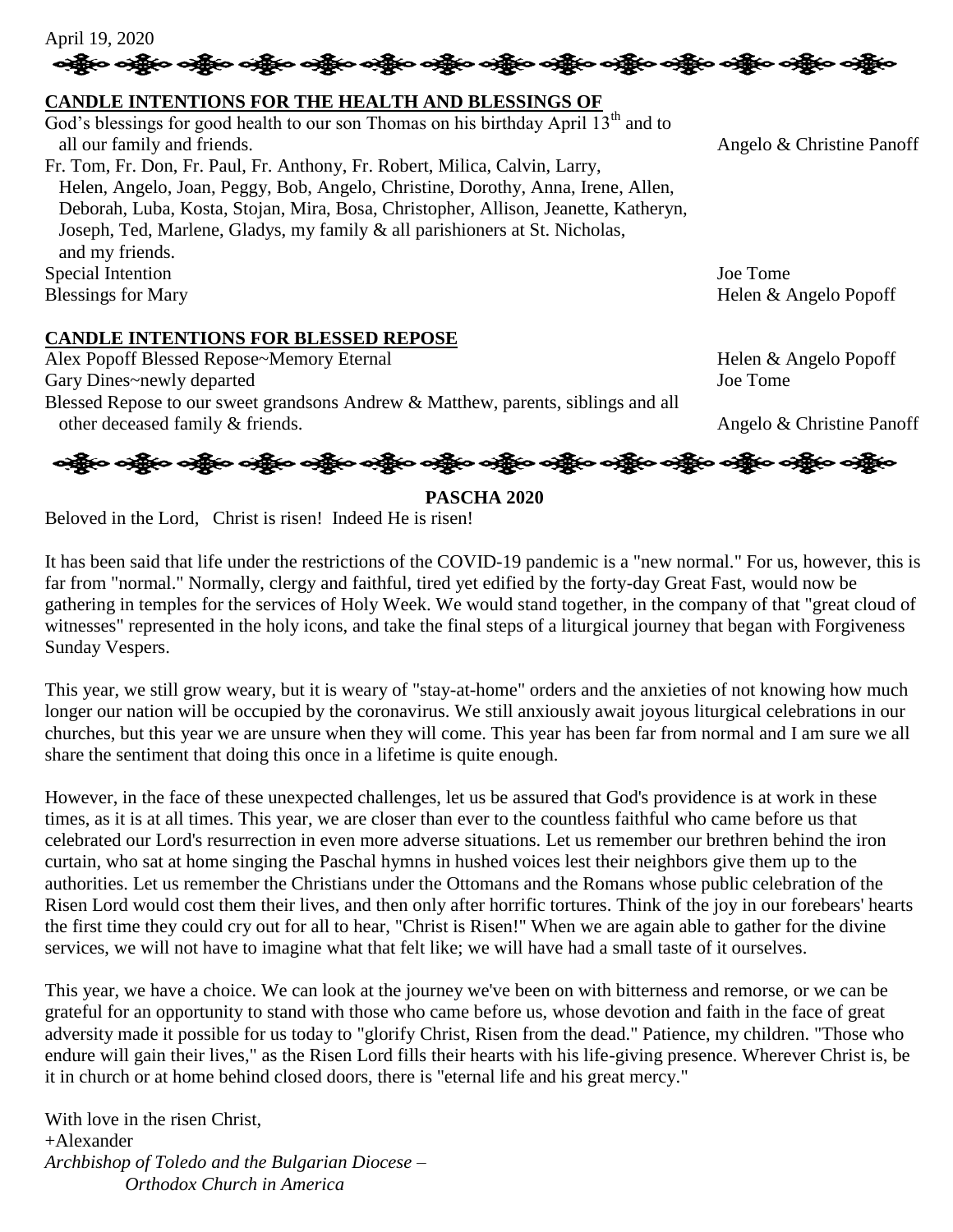April 19, 2020

## CANDLE INTENTIONS FOR THE HEALTH AND BLESSINGS OF

God's blessings for good health to our son Thomas on his birthday April 13th and to all our family and friends. — Angelo & Christine Panoff

Fr. Tom, Fr. Don, Fr. Paul, Fr. Anthony, Fr. Robert, Milica, Calvin, Larry, Helen, Angelo, Joan, Peggy, Bob, Angelo, Christine, Dorothy, Anna, Irene, Allen, Deborah, Luba, Kosta, Stojan, Mira, Bosa, Christopher, Allison, Jeanette, Katheryn, Joseph, Ted, Marlene, Gladys, my family & all parishioners at St. Nicholas, and my friends.

Special Intention — Joe Tome

Blessings for Mary — Helen & Angelo Popoff

## CANDLE INTENTIONS FOR BLESSED REPOSE

Alex Popoff Blessed Repose~Memory Eternal — Helen & Angelo Popoff

Gary Dines~newly departed — Joe Tome

Blessed Repose to our sweet grandsons Andrew & Matthew, parents, siblings and all other deceased family & friends. — Angelo & Christine Panoff

## PASCHA 2020

Beloved in the Lord, Christ is risen! Indeed He is risen!

It has been said that life under the restrictions of the COVID-19 pandemic is a "new normal." For us, however, this is far from "normal." Normally, clergy and faithful, tired yet edified by the forty-day Great Fast, would now be gathering in temples for the services of Holy Week. We would stand together, in the company of that "great cloud of witnesses" represented in the holy icons, and take the final steps of a liturgical journey that began with Forgiveness Sunday Vespers.

This year, we still grow weary, but it is weary of "stay-at-home" orders and the anxieties of not knowing how much longer our nation will be occupied by the coronavirus. We still anxiously await joyous liturgical celebrations in our churches, but this year we are unsure when they will come. This year has been far from normal and I am sure we all share the sentiment that doing this once in a lifetime is quite enough.

However, in the face of these unexpected challenges, let us be assured that God's providence is at work in these times, as it is at all times. This year, we are closer than ever to the countless faithful who came before us that celebrated our Lord's resurrection in even more adverse situations. Let us remember our brethren behind the iron curtain, who sat at home singing the Paschal hymns in hushed voices lest their neighbors give them up to the authorities. Let us remember the Christians under the Ottomans and the Romans whose public celebration of the Risen Lord would cost them their lives, and then only after horrific tortures. Think of the joy in our forebears' hearts the first time they could cry out for all to hear, "Christ is Risen!" When we are again able to gather for the divine services, we will not have to imagine what that felt like; we will have had a small taste of it ourselves.

This year, we have a choice. We can look at the journey we've been on with bitterness and remorse, or we can be grateful for an opportunity to stand with those who came before us, whose devotion and faith in the face of great adversity made it possible for us today to "glorify Christ, Risen from the dead." Patience, my children. "Those who endure will gain their lives," as the Risen Lord fills their hearts with his life-giving presence. Wherever Christ is, be it in church or at home behind closed doors, there is "eternal life and his great mercy."

With love in the risen Christ,
+Alexander
*Archbishop of Toledo and the Bulgarian Diocese – Orthodox Church in America*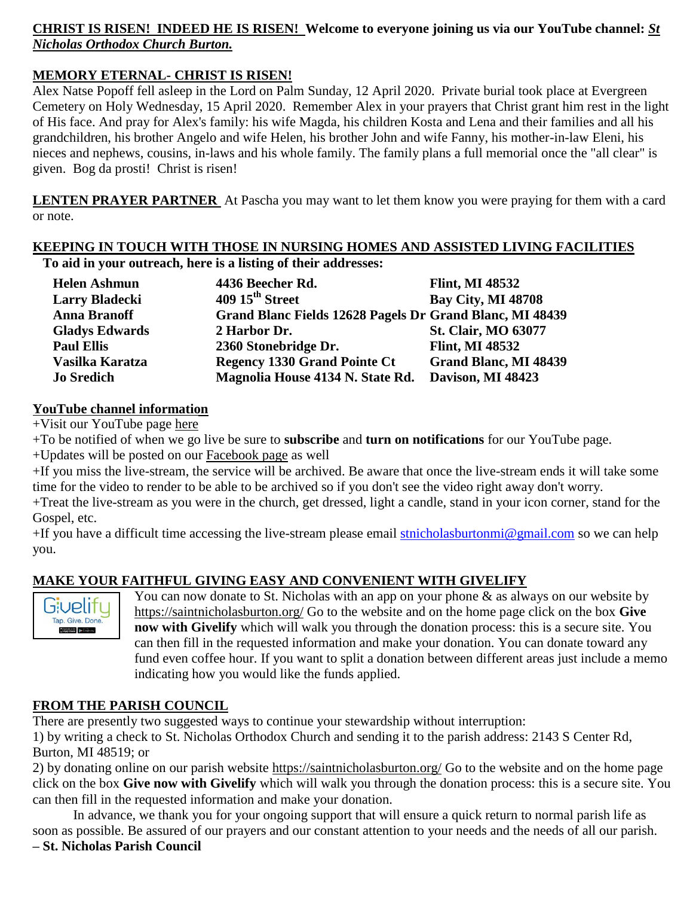**CHRIST IS RISEN! INDEED HE IS RISEN! Welcome to everyone joining us via our YouTube channel:** ***St Nicholas Orthodox Church Burton.***

**MEMORY ETERNAL- CHRIST IS RISEN!**

Alex Natse Popoff fell asleep in the Lord on Palm Sunday, 12 April 2020. Private burial took place at Evergreen Cemetery on Holy Wednesday, 15 April 2020. Remember Alex in your prayers that Christ grant him rest in the light of His face. And pray for Alex's family: his wife Magda, his children Kosta and Lena and their families and all his grandchildren, his brother Angelo and wife Helen, his brother John and wife Fanny, his mother-in-law Eleni, his nieces and nephews, cousins, in-laws and his whole family. The family plans a full memorial once the "all clear" is given. Bog da prosti! Christ is risen!

**LENTEN PRAYER PARTNER** At Pascha you may want to let them know you were praying for them with a card or note.

**KEEPING IN TOUCH WITH THOSE IN NURSING HOMES AND ASSISTED LIVING FACILITIES**

**To aid in your outreach, here is a listing of their addresses:**

| | | |
|---|---|---|
| **Helen Ashmun** | **4436 Beecher Rd.** | **Flint, MI 48532** |
| **Larry Bladecki** | **409 15th Street** | **Bay City, MI 48708** |
| **Anna Branoff** | **Grand Blanc Fields 12628 Pagels Dr** | **Grand Blanc, MI 48439** |
| **Gladys Edwards** | **2 Harbor Dr.** | **St. Clair, MO 63077** |
| **Paul Ellis** | **2360 Stonebridge Dr.** | **Flint, MI 48532** |
| **Vasilka Karatza** | **Regency 1330 Grand Pointe Ct** | **Grand Blanc, MI 48439** |
| **Jo Sredich** | **Magnolia House 4134 N. State Rd.** | **Davison, MI 48423** |

**YouTube channel information**

+Visit our YouTube page here

+To be notified of when we go live be sure to **subscribe** and **turn on notifications** for our YouTube page.

+Updates will be posted on our Facebook page as well

+If you miss the live-stream, the service will be archived. Be aware that once the live-stream ends it will take some time for the video to render to be able to be archived so if you don't see the video right away don't worry.

+Treat the live-stream as you were in the church, get dressed, light a candle, stand in your icon corner, stand for the Gospel, etc.

+If you have a difficult time accessing the live-stream please email stnicholasburtonmi@gmail.com so we can help you.

**MAKE YOUR FAITHFUL GIVING EASY AND CONVENIENT WITH GIVELIFY**

Givelify Tap. Give. Done.

You can now donate to St. Nicholas with an app on your phone & as always on our website by https://saintnicholasburton.org/ Go to the website and on the home page click on the box **Give now with Givelify** which will walk you through the donation process: this is a secure site. You can then fill in the requested information and make your donation. You can donate toward any fund even coffee hour. If you want to split a donation between different areas just include a memo indicating how you would like the funds applied.

**FROM THE PARISH COUNCIL**

There are presently two suggested ways to continue your stewardship without interruption:

1) by writing a check to St. Nicholas Orthodox Church and sending it to the parish address: 2143 S Center Rd, Burton, MI 48519; or

2) by donating online on our parish website https://saintnicholasburton.org/ Go to the website and on the home page click on the box **Give now with Givelify** which will walk you through the donation process: this is a secure site. You can then fill in the requested information and make your donation.

In advance, we thank you for your ongoing support that will ensure a quick return to normal parish life as soon as possible. Be assured of our prayers and our constant attention to your needs and the needs of all our parish.

**– St. Nicholas Parish Council**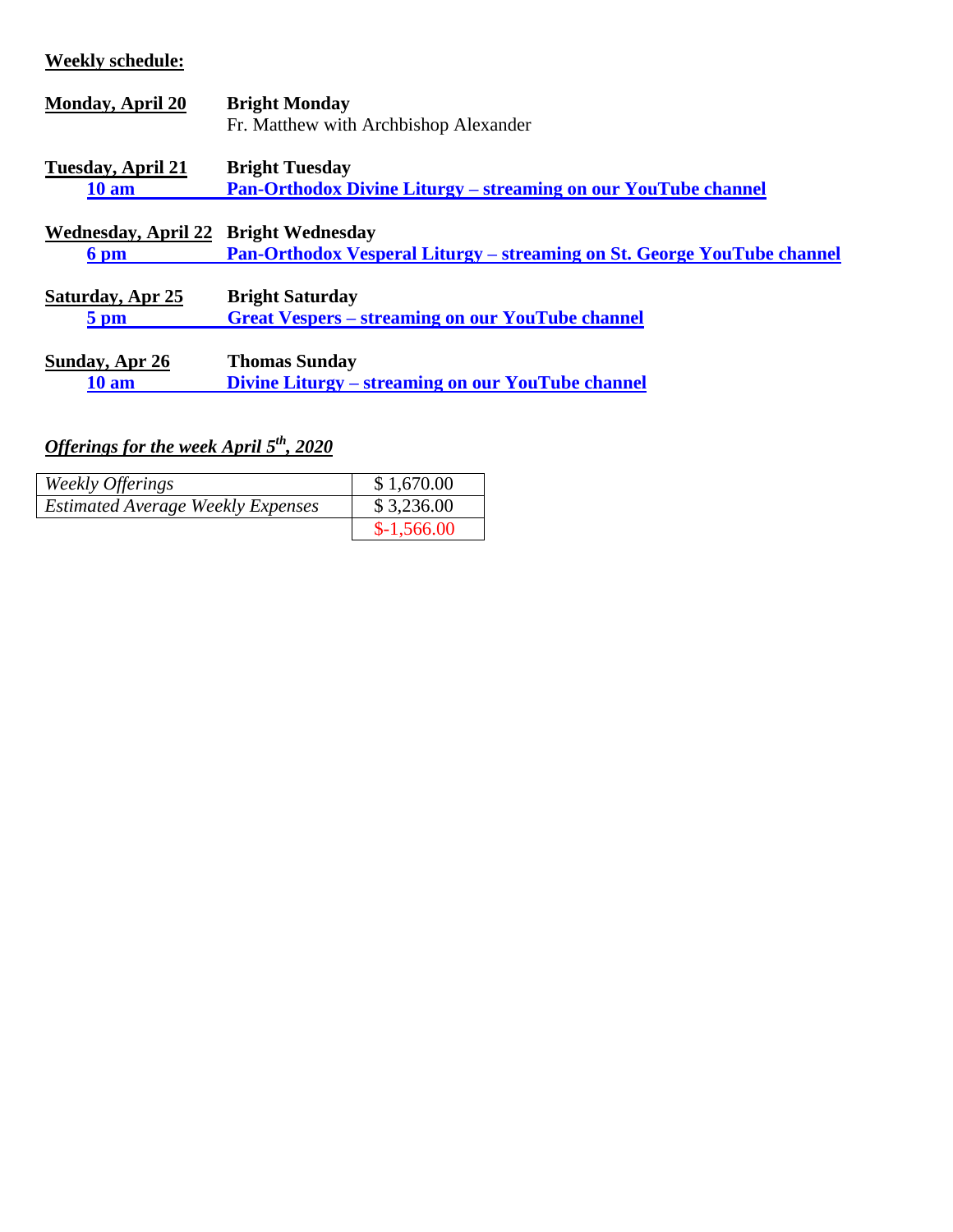**Weekly schedule:**

**Monday, April 20** — **Bright Monday**
Fr. Matthew with Archbishop Alexander

**Tuesday, April 21** — **Bright Tuesday**
**10 am** — **Pan-Orthodox Divine Liturgy – streaming on our YouTube channel**

**Wednesday, April 22** — **Bright Wednesday**
**6 pm** — **Pan-Orthodox Vesperal Liturgy – streaming on St. George YouTube channel**

**Saturday, Apr 25** — **Bright Saturday**
**5 pm** — **Great Vespers – streaming on our YouTube channel**

**Sunday, Apr 26** — **Thomas Sunday**
**10 am** — **Divine Liturgy – streaming on our YouTube channel**

***Offerings for the week April 5th, 2020***

| | |
|---|---|
| *Weekly Offerings* | $ 1,670.00 |
| *Estimated Average Weekly Expenses* | $ 3,236.00 |
| | $-1,566.00 |